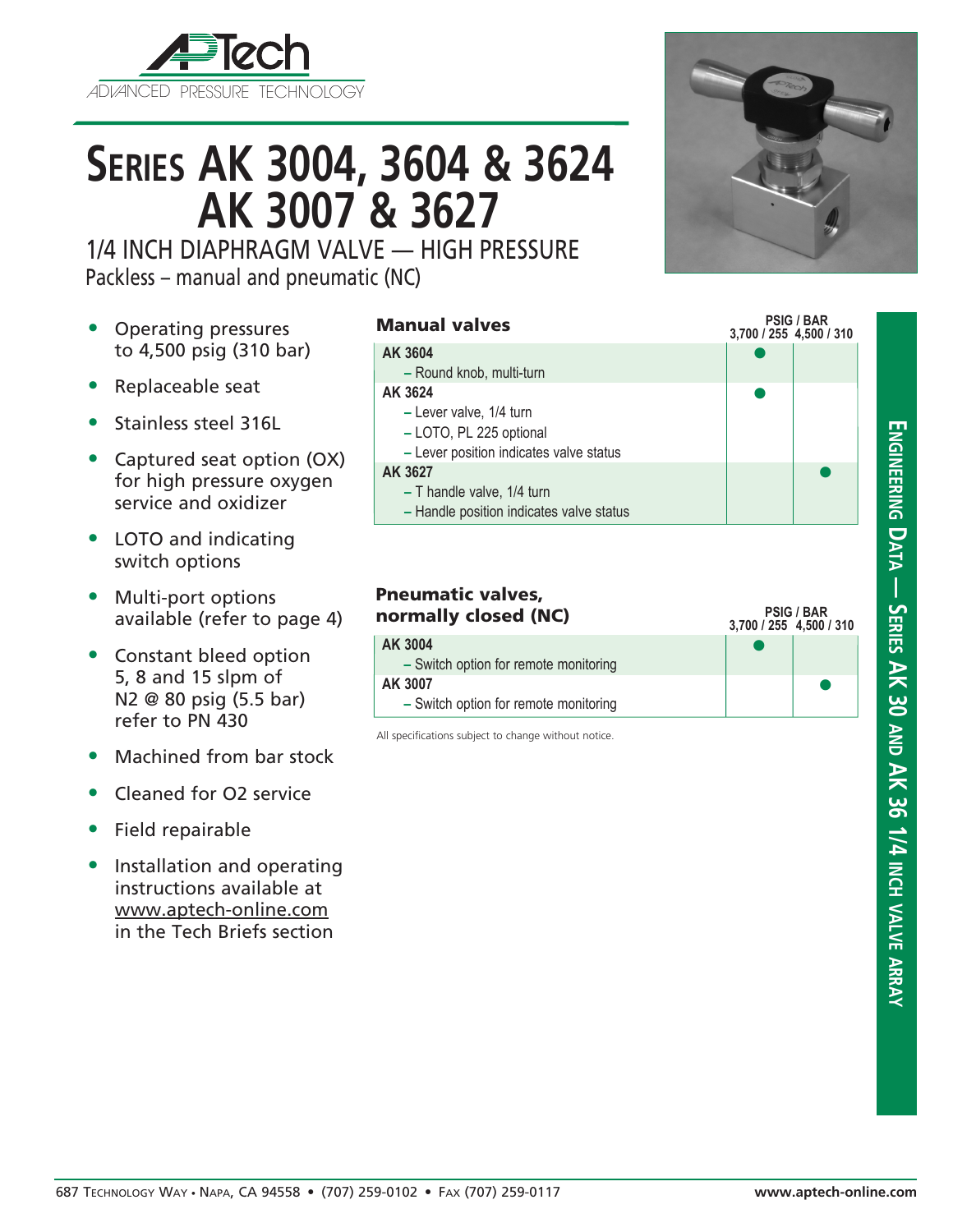APTech
ADVANCED PRESSURE TECHNOLOGY

# SERIES AK 3004, 3604 & 3624 AK 3007 & 3627

## 1/4 INCH DIAPHRAGM VALVE — HIGH PRESSURE

Packless – manual and pneumatic (NC)

- Operating pressures to 4,500 psig (310 bar)
- Replaceable seat
- Stainless steel 316L
- Captured seat option (OX) for high pressure oxygen service and oxidizer
- LOTO and indicating switch options
- Multi-port options available (refer to page 4)
- Constant bleed option 5, 8 and 15 slpm of N2 @ 80 psig (5.5 bar) refer to PN 430
- Machined from bar stock
- Cleaned for O2 service
- Field repairable
- Installation and operating instructions available at www.aptech-online.com in the Tech Briefs section

### Manual valves

| | PSIG / BAR 3,700 / 255 | 4,500 / 310 |
|---|---|---|
| **AK 3604**<br>– Round knob, multi-turn | ● | |
| **AK 3624**<br>– Lever valve, 1/4 turn<br>– LOTO, PL 225 optional<br>– Lever position indicates valve status | ● | |
| **AK 3627**<br>– T handle valve, 1/4 turn<br>– Handle position indicates valve status | | ● |

### Pneumatic valves, normally closed (NC)

| | PSIG / BAR 3,700 / 255 | 4,500 / 310 |
|---|---|---|
| **AK 3004**<br>– Switch option for remote monitoring | ● | |
| **AK 3007**<br>– Switch option for remote monitoring | | ● |

All specifications subject to change without notice.

ENGINEERING DATA — SERIES AK 30 AND AK 36 1/4 INCH VALVE ARRAY

687 TECHNOLOGY WAY • NAPA, CA 94558 • (707) 259-0102 • FAX (707) 259-0117 www.aptech-online.com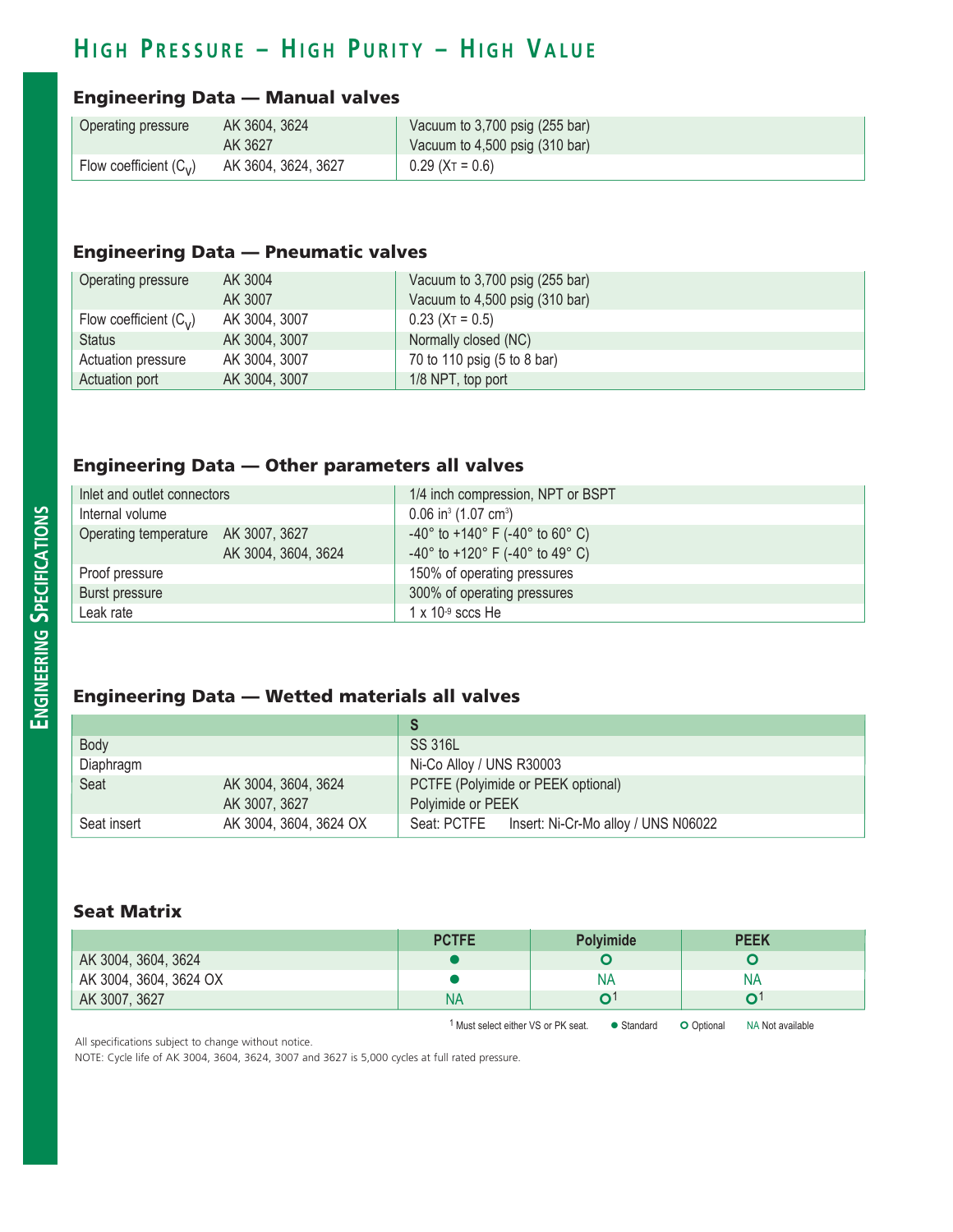# HIGH PRESSURE – HIGH PURITY – HIGH VALUE

## Engineering Data — Manual valves

| | | |
|---|---|---|
| Operating pressure | AK 3604, 3624 | Vacuum to 3,700 psig (255 bar) |
| | AK 3627 | Vacuum to 4,500 psig (310 bar) |
| Flow coefficient ($C_V$) | AK 3604, 3624, 3627 | 0.29 ($X_T$ = 0.6) |

## Engineering Data — Pneumatic valves

| | | |
|---|---|---|
| Operating pressure | AK 3004 | Vacuum to 3,700 psig (255 bar) |
| | AK 3007 | Vacuum to 4,500 psig (310 bar) |
| Flow coefficient ($C_V$) | AK 3004, 3007 | 0.23 ($X_T$ = 0.5) |
| Status | AK 3004, 3007 | Normally closed (NC) |
| Actuation pressure | AK 3004, 3007 | 70 to 110 psig (5 to 8 bar) |
| Actuation port | AK 3004, 3007 | 1/8 NPT, top port |

## Engineering Data — Other parameters all valves

| | | |
|---|---|---|
| Inlet and outlet connectors | | 1/4 inch compression, NPT or BSPT |
| Internal volume | | 0.06 $in^3$ (1.07 $cm^3$) |
| Operating temperature | AK 3007, 3627 | -40° to +140° F (-40° to 60° C) |
| | AK 3004, 3604, 3624 | -40° to +120° F (-40° to 49° C) |
| Proof pressure | | 150% of operating pressures |
| Burst pressure | | 300% of operating pressures |
| Leak rate | | 1 x $10^{-9}$ sccs He |

## Engineering Data — Wetted materials all valves

| | | S |
|---|---|---|
| Body | | SS 316L |
| Diaphragm | | Ni-Co Alloy / UNS R30003 |
| Seat | AK 3004, 3604, 3624 | PCTFE (Polyimide or PEEK optional) |
| | AK 3007, 3627 | Polyimide or PEEK |
| Seat insert | AK 3004, 3604, 3624 OX | Seat: PCTFE Insert: Ni-Cr-Mo alloy / UNS N06022 |

## Seat Matrix

| | PCTFE | Polyimide | PEEK |
|---|---|---|---|
| AK 3004, 3604, 3624 | ● | ○ | ○ |
| AK 3004, 3604, 3624 OX | ● | NA | NA |
| AK 3007, 3627 | NA | ○[1] | ○[1] |

[1] Must select either VS or PK seat. ● Standard ○ Optional NA Not available

All specifications subject to change without notice.

NOTE: Cycle life of AK 3004, 3604, 3624, 3007 and 3627 is 5,000 cycles at full rated pressure.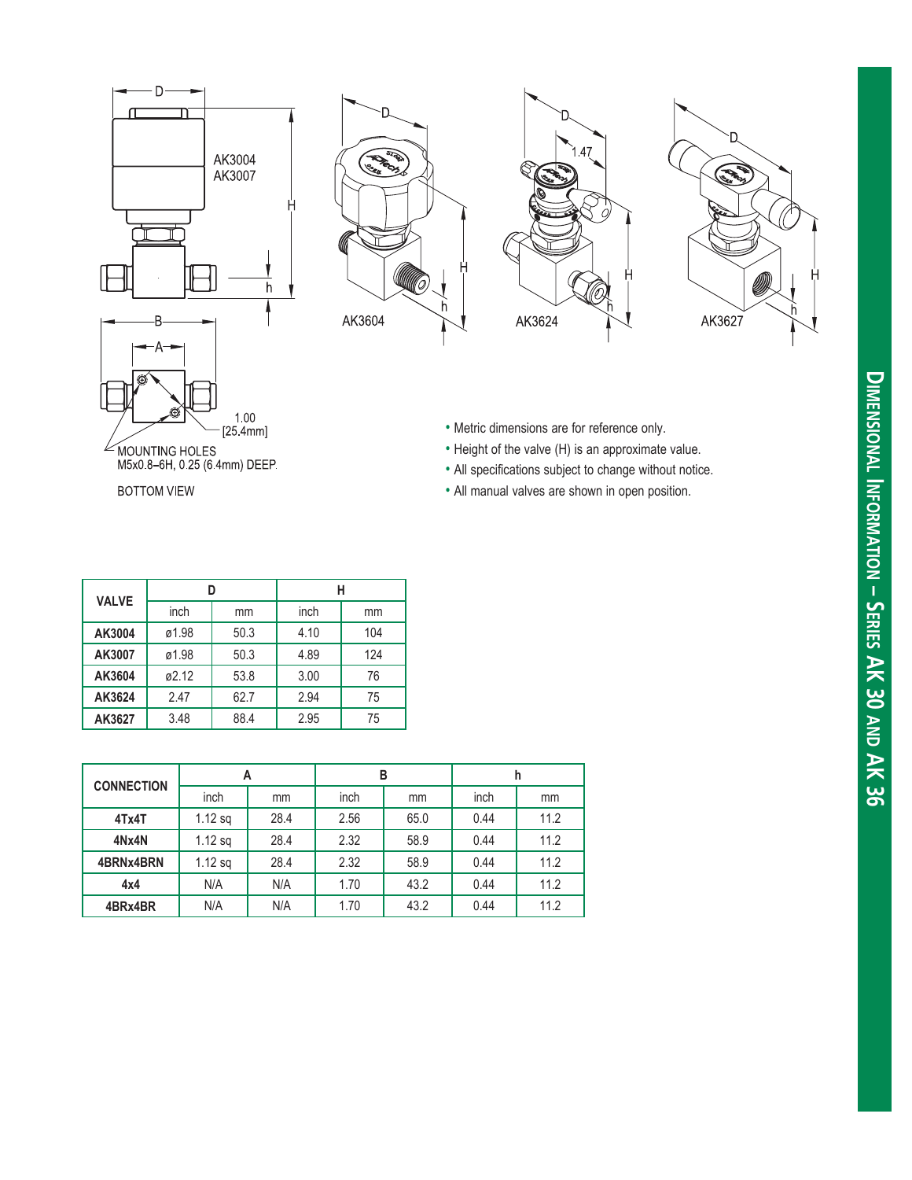## Dimensional Information – Series AK 30 and AK 36

AK3004
AK3007

AK3604

AK3624

AK3627

BOTTOM VIEW

MOUNTING HOLES
M5x0.8–6H, 0.25 (6.4mm) DEEP

1.00
[25.4mm]

- Metric dimensions are for reference only.
- Height of the valve (H) is an approximate value.
- All specifications subject to change without notice.
- All manual valves are shown in open position.

| VALVE | D | | H | |
|---|---|---|---|---|
| | inch | mm | inch | mm |
| AK3004 | ø1.98 | 50.3 | 4.10 | 104 |
| AK3007 | ø1.98 | 50.3 | 4.89 | 124 |
| AK3604 | ø2.12 | 53.8 | 3.00 | 76 |
| AK3624 | 2.47 | 62.7 | 2.94 | 75 |
| AK3627 | 3.48 | 88.4 | 2.95 | 75 |

| CONNECTION | A | | B | | h | |
|---|---|---|---|---|---|---|
| | inch | mm | inch | mm | inch | mm |
| 4Tx4T | 1.12 sq | 28.4 | 2.56 | 65.0 | 0.44 | 11.2 |
| 4Nx4N | 1.12 sq | 28.4 | 2.32 | 58.9 | 0.44 | 11.2 |
| 4BRNx4BRN | 1.12 sq | 28.4 | 2.32 | 58.9 | 0.44 | 11.2 |
| 4x4 | N/A | N/A | 1.70 | 43.2 | 0.44 | 11.2 |
| 4BRx4BR | N/A | N/A | 1.70 | 43.2 | 0.44 | 11.2 |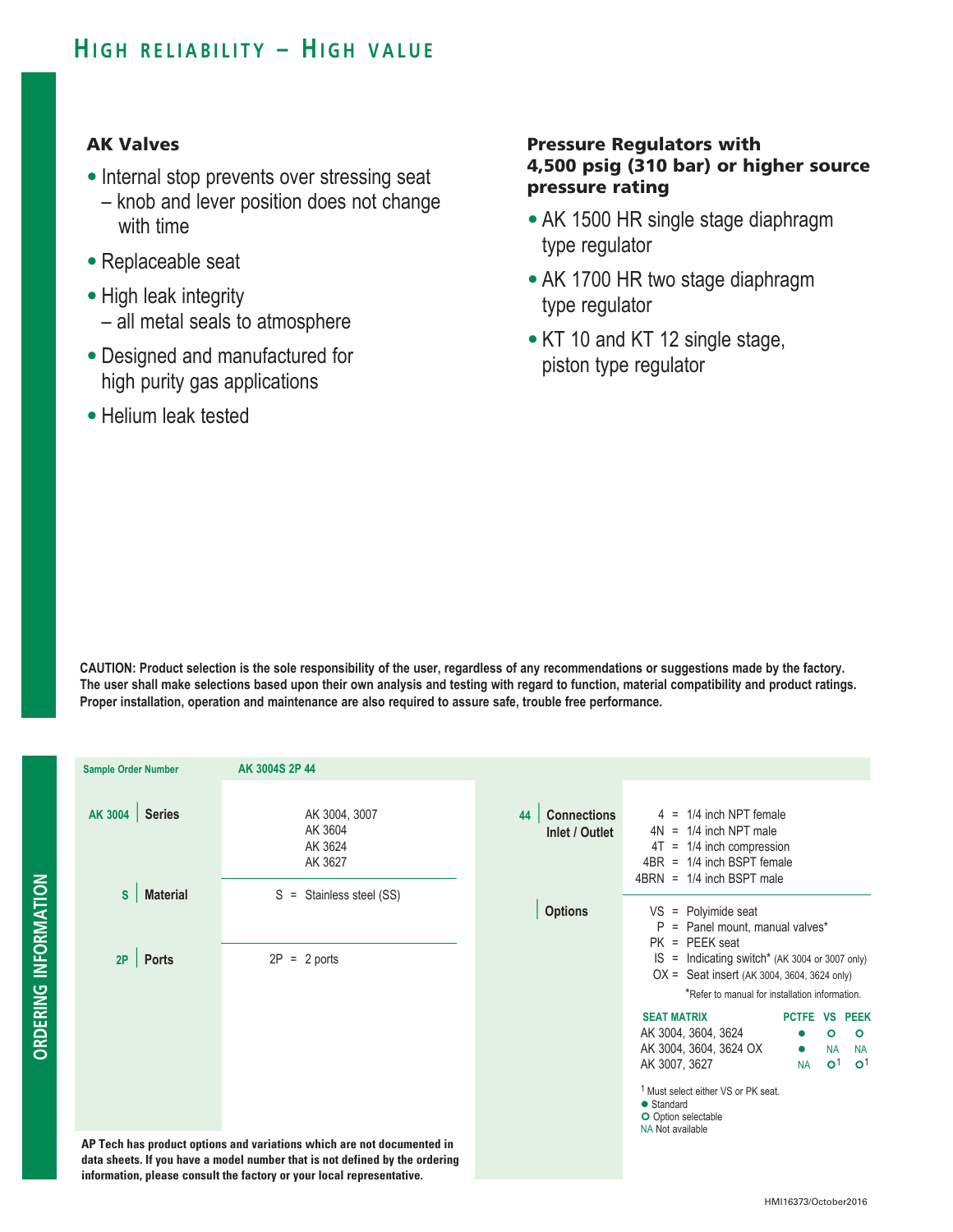## High reliability – High value

### AK Valves

- Internal stop prevents over stressing seat
  – knob and lever position does not change with time
- Replaceable seat
- High leak integrity
  – all metal seals to atmosphere
- Designed and manufactured for high purity gas applications
- Helium leak tested

### Pressure Regulators with 4,500 psig (310 bar) or higher source pressure rating

- AK 1500 HR single stage diaphragm type regulator
- AK 1700 HR two stage diaphragm type regulator
- KT 10 and KT 12 single stage, piston type regulator

**CAUTION: Product selection is the sole responsibility of the user, regardless of any recommendations or suggestions made by the factory. The user shall make selections based upon their own analysis and testing with regard to function, material compatibility and product ratings. Proper installation, operation and maintenance are also required to assure safe, trouble free performance.**

## ORDERING INFORMATION

**Sample Order Number** AK 3004S 2P 44

| Code | Field | Selections |
|---|---|---|
| AK 3004 | Series | AK 3004, 3007<br>AK 3604<br>AK 3624<br>AK 3627 |
| S | Material | S = Stainless steel (SS) |
| 2P | Ports | 2P = 2 ports |
| 44 | Connections Inlet / Outlet | 4 = 1/4 inch NPT female<br>4N = 1/4 inch NPT male<br>4T = 1/4 inch compression<br>4BR = 1/4 inch BSPT female<br>4BRN = 1/4 inch BSPT male |
| | Options | VS = Polyimide seat<br>P = Panel mount, manual valves*<br>PK = PEEK seat<br>IS = Indicating switch* (AK 3004 or 3007 only)<br>OX = Seat insert (AK 3004, 3604, 3624 only) |

*Refer to manual for installation information.

| SEAT MATRIX | PCTFE | VS | PEEK |
|---|---|---|---|
| AK 3004, 3604, 3624 | ● | O | O |
| AK 3004, 3604, 3624 OX | ● | NA | NA |
| AK 3007, 3627 | NA | O[1] | O[1] |

[1] Must select either VS or PK seat.
● Standard
O Option selectable
NA Not available

**AP Tech has product options and variations which are not documented in data sheets. If you have a model number that is not defined by the ordering information, please consult the factory or your local representative.**

HMI16373/October2016